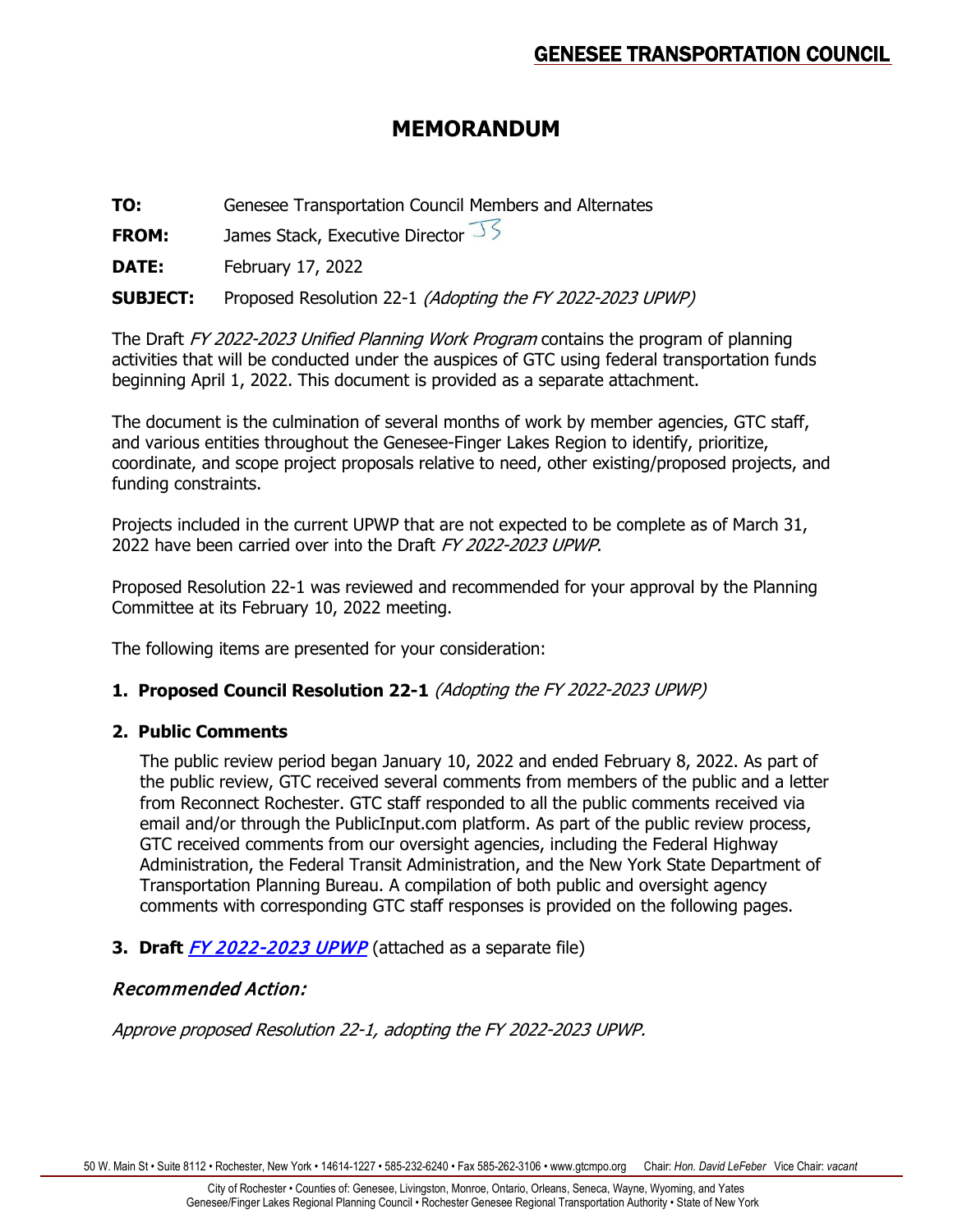## GENESEE TRANSPORTATION COUNCIL

# MEMORANDUM

**TO:** Genesee Transportation Council Members and Alternates

**FROM:** James Stack, Executive Director JS

**DATE:** February 17, 2022

**SUBJECT:** Proposed Resolution 22-1 *(Adopting the FY 2022-2023 UPWP)*

The Draft *FY 2022-2023 Unified Planning Work Program* contains the program of planning activities that will be conducted under the auspices of GTC using federal transportation funds beginning April 1, 2022. This document is provided as a separate attachment.

The document is the culmination of several months of work by member agencies, GTC staff, and various entities throughout the Genesee-Finger Lakes Region to identify, prioritize, coordinate, and scope project proposals relative to need, other existing/proposed projects, and funding constraints.

Projects included in the current UPWP that are not expected to be complete as of March 31, 2022 have been carried over into the Draft *FY 2022-2023 UPWP*.

Proposed Resolution 22-1 was reviewed and recommended for your approval by the Planning Committee at its February 10, 2022 meeting.

The following items are presented for your consideration:

1. **Proposed Council Resolution 22-1** *(Adopting the FY 2022-2023 UPWP)*

2. **Public Comments**

   The public review period began January 10, 2022 and ended February 8, 2022. As part of the public review, GTC received several comments from members of the public and a letter from Reconnect Rochester. GTC staff responded to all the public comments received via email and/or through the PublicInput.com platform. As part of the public review process, GTC received comments from our oversight agencies, including the Federal Highway Administration, the Federal Transit Administration, and the New York State Department of Transportation Planning Bureau. A compilation of both public and oversight agency comments with corresponding GTC staff responses is provided on the following pages.

3. **Draft** ***FY 2022-2023 UPWP*** (attached as a separate file)

### *Recommended Action:*

*Approve proposed Resolution 22-1, adopting the FY 2022-2023 UPWP.*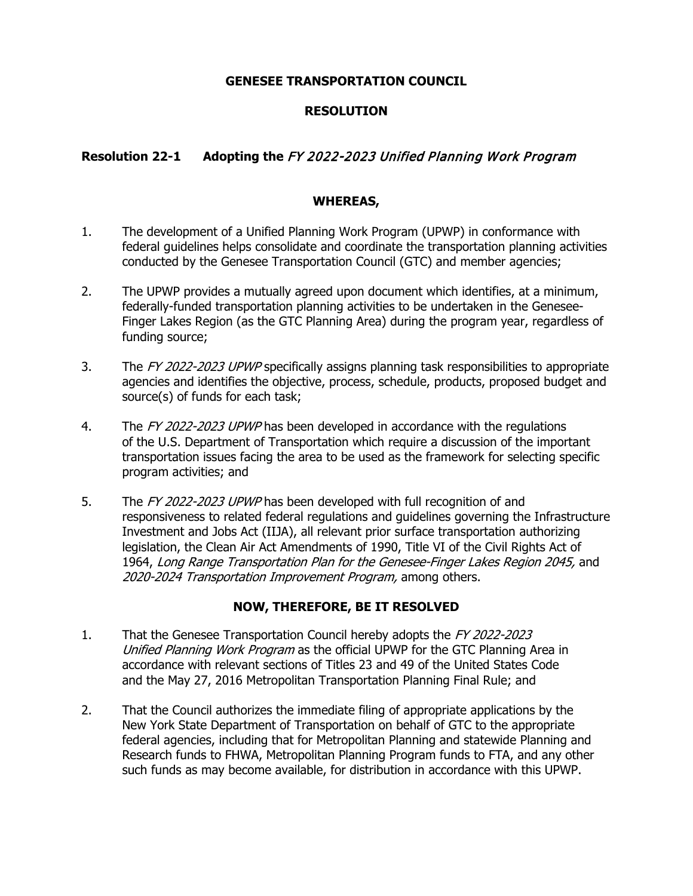# GENESEE TRANSPORTATION COUNCIL

## RESOLUTION

**Resolution 22-1 Adopting the *FY 2022-2023 Unified Planning Work Program***

**WHEREAS,**

1. The development of a Unified Planning Work Program (UPWP) in conformance with federal guidelines helps consolidate and coordinate the transportation planning activities conducted by the Genesee Transportation Council (GTC) and member agencies;

2. The UPWP provides a mutually agreed upon document which identifies, at a minimum, federally-funded transportation planning activities to be undertaken in the Genesee-Finger Lakes Region (as the GTC Planning Area) during the program year, regardless of funding source;

3. The *FY 2022-2023 UPWP* specifically assigns planning task responsibilities to appropriate agencies and identifies the objective, process, schedule, products, proposed budget and source(s) of funds for each task;

4. The *FY 2022-2023 UPWP* has been developed in accordance with the regulations of the U.S. Department of Transportation which require a discussion of the important transportation issues facing the area to be used as the framework for selecting specific program activities; and

5. The *FY 2022-2023 UPWP* has been developed with full recognition of and responsiveness to related federal regulations and guidelines governing the Infrastructure Investment and Jobs Act (IIJA), all relevant prior surface transportation authorizing legislation, the Clean Air Act Amendments of 1990, Title VI of the Civil Rights Act of 1964, *Long Range Transportation Plan for the Genesee-Finger Lakes Region 2045,* and *2020-2024 Transportation Improvement Program,* among others.

**NOW, THEREFORE, BE IT RESOLVED**

1. That the Genesee Transportation Council hereby adopts the *FY 2022-2023 Unified Planning Work Program* as the official UPWP for the GTC Planning Area in accordance with relevant sections of Titles 23 and 49 of the United States Code and the May 27, 2016 Metropolitan Transportation Planning Final Rule; and

2. That the Council authorizes the immediate filing of appropriate applications by the New York State Department of Transportation on behalf of GTC to the appropriate federal agencies, including that for Metropolitan Planning and statewide Planning and Research funds to FHWA, Metropolitan Planning Program funds to FTA, and any other such funds as may become available, for distribution in accordance with this UPWP.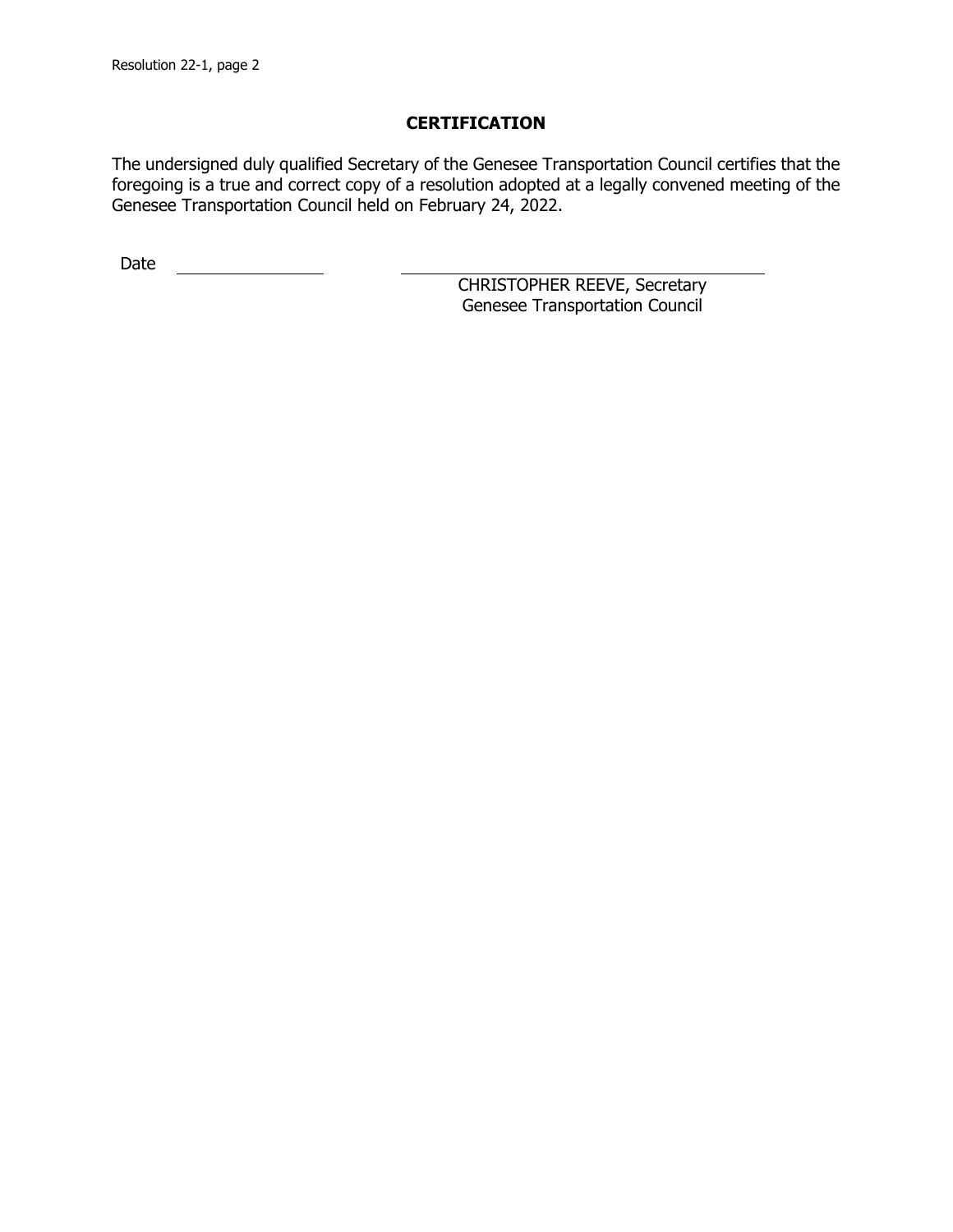## CERTIFICATION

The undersigned duly qualified Secretary of the Genesee Transportation Council certifies that the foregoing is a true and correct copy of a resolution adopted at a legally convened meeting of the Genesee Transportation Council held on February 24, 2022.

Date ________________

________________________________
CHRISTOPHER REEVE, Secretary
Genesee Transportation Council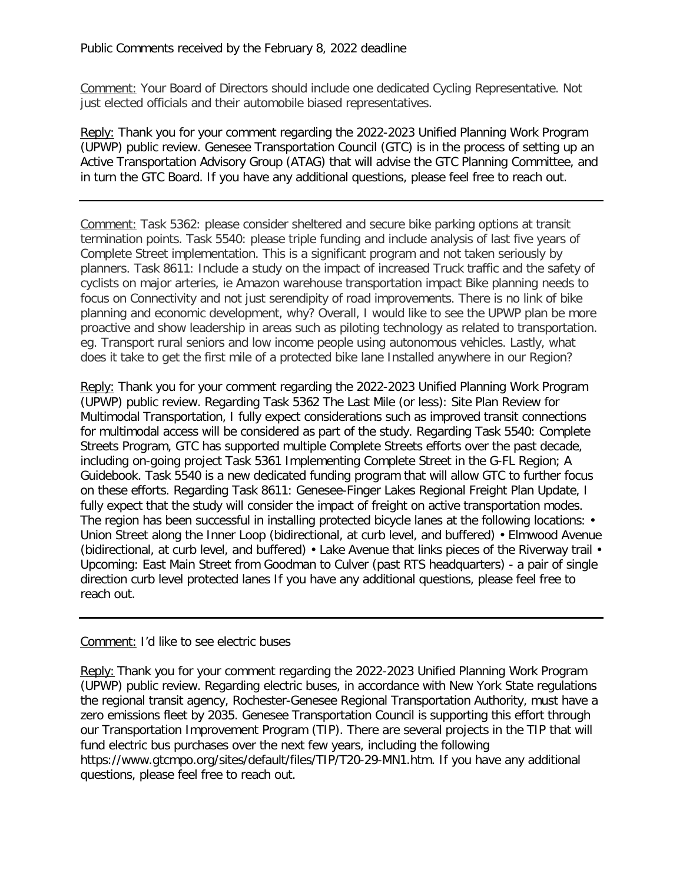Public Comments received by the February 8, 2022 deadline

Comment: Your Board of Directors should include one dedicated Cycling Representative. Not just elected officials and their automobile biased representatives.

Reply: Thank you for your comment regarding the 2022-2023 Unified Planning Work Program (UPWP) public review. Genesee Transportation Council (GTC) is in the process of setting up an Active Transportation Advisory Group (ATAG) that will advise the GTC Planning Committee, and in turn the GTC Board. If you have any additional questions, please feel free to reach out.

---

Comment: Task 5362: please consider sheltered and secure bike parking options at transit termination points. Task 5540: please triple funding and include analysis of last five years of Complete Street implementation. This is a significant program and not taken seriously by planners. Task 8611: Include a study on the impact of increased Truck traffic and the safety of cyclists on major arteries, ie Amazon warehouse transportation impact Bike planning needs to focus on Connectivity and not just serendipity of road improvements. There is no link of bike planning and economic development, why? Overall, I would like to see the UPWP plan be more proactive and show leadership in areas such as piloting technology as related to transportation. eg. Transport rural seniors and low income people using autonomous vehicles. Lastly, what does it take to get the first mile of a protected bike lane Installed anywhere in our Region?

Reply: Thank you for your comment regarding the 2022-2023 Unified Planning Work Program (UPWP) public review. Regarding Task 5362 The Last Mile (or less): Site Plan Review for Multimodal Transportation, I fully expect considerations such as improved transit connections for multimodal access will be considered as part of the study. Regarding Task 5540: Complete Streets Program, GTC has supported multiple Complete Streets efforts over the past decade, including on-going project Task 5361 Implementing Complete Street in the G-FL Region; A Guidebook. Task 5540 is a new dedicated funding program that will allow GTC to further focus on these efforts. Regarding Task 8611: Genesee-Finger Lakes Regional Freight Plan Update, I fully expect that the study will consider the impact of freight on active transportation modes. The region has been successful in installing protected bicycle lanes at the following locations: • Union Street along the Inner Loop (bidirectional, at curb level, and buffered) • Elmwood Avenue (bidirectional, at curb level, and buffered) • Lake Avenue that links pieces of the Riverway trail • Upcoming: East Main Street from Goodman to Culver (past RTS headquarters) - a pair of single direction curb level protected lanes If you have any additional questions, please feel free to reach out.

---

Comment: I'd like to see electric buses

Reply: Thank you for your comment regarding the 2022-2023 Unified Planning Work Program (UPWP) public review. Regarding electric buses, in accordance with New York State regulations the regional transit agency, Rochester-Genesee Regional Transportation Authority, must have a zero emissions fleet by 2035. Genesee Transportation Council is supporting this effort through our Transportation Improvement Program (TIP). There are several projects in the TIP that will fund electric bus purchases over the next few years, including the following https://www.gtcmpo.org/sites/default/files/TIP/T20-29-MN1.htm. If you have any additional questions, please feel free to reach out.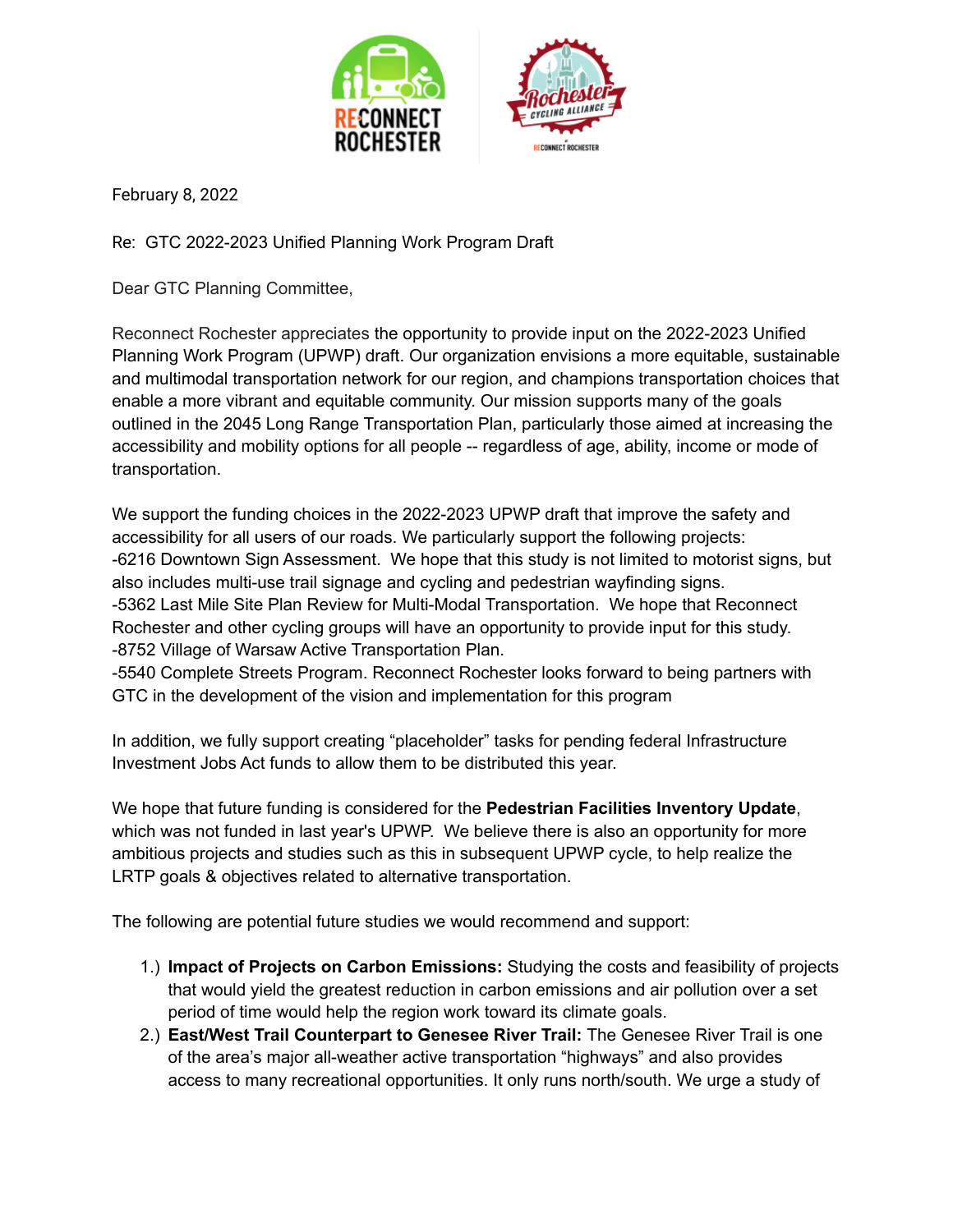February 8, 2022

Re: GTC 2022-2023 Unified Planning Work Program Draft

Dear GTC Planning Committee,

Reconnect Rochester appreciates the opportunity to provide input on the 2022-2023 Unified Planning Work Program (UPWP) draft. Our organization envisions a more equitable, sustainable and multimodal transportation network for our region, and champions transportation choices that enable a more vibrant and equitable community. Our mission supports many of the goals outlined in the 2045 Long Range Transportation Plan, particularly those aimed at increasing the accessibility and mobility options for all people -- regardless of age, ability, income or mode of transportation.

We support the funding choices in the 2022-2023 UPWP draft that improve the safety and accessibility for all users of our roads. We particularly support the following projects:
-6216 Downtown Sign Assessment. We hope that this study is not limited to motorist signs, but also includes multi-use trail signage and cycling and pedestrian wayfinding signs.
-5362 Last Mile Site Plan Review for Multi-Modal Transportation. We hope that Reconnect Rochester and other cycling groups will have an opportunity to provide input for this study.
-8752 Village of Warsaw Active Transportation Plan.
-5540 Complete Streets Program. Reconnect Rochester looks forward to being partners with GTC in the development of the vision and implementation for this program

In addition, we fully support creating "placeholder" tasks for pending federal Infrastructure Investment Jobs Act funds to allow them to be distributed this year.

We hope that future funding is considered for the **Pedestrian Facilities Inventory Update**, which was not funded in last year's UPWP. We believe there is also an opportunity for more ambitious projects and studies such as this in subsequent UPWP cycle, to help realize the LRTP goals & objectives related to alternative transportation.

The following are potential future studies we would recommend and support:

1.) **Impact of Projects on Carbon Emissions:** Studying the costs and feasibility of projects that would yield the greatest reduction in carbon emissions and air pollution over a set period of time would help the region work toward its climate goals.
2.) **East/West Trail Counterpart to Genesee River Trail:** The Genesee River Trail is one of the area's major all-weather active transportation "highways" and also provides access to many recreational opportunities. It only runs north/south. We urge a study of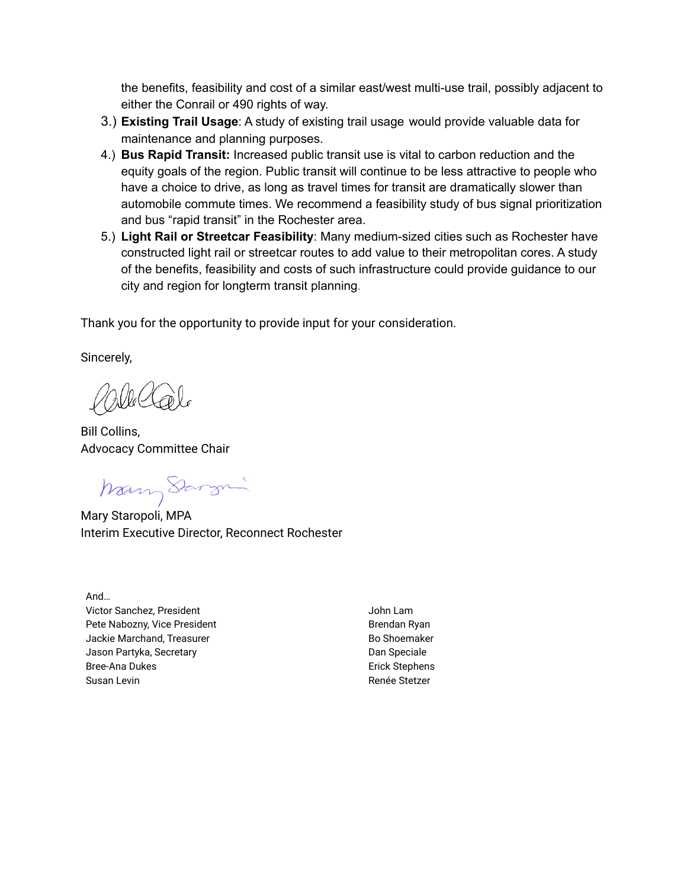the benefits, feasibility and cost of a similar east/west multi-use trail, possibly adjacent to either the Conrail or 490 rights of way.

3.) **Existing Trail Usage**: A study of existing trail usage would provide valuable data for maintenance and planning purposes.

4.) **Bus Rapid Transit:** Increased public transit use is vital to carbon reduction and the equity goals of the region. Public transit will continue to be less attractive to people who have a choice to drive, as long as travel times for transit are dramatically slower than automobile commute times. We recommend a feasibility study of bus signal prioritization and bus "rapid transit" in the Rochester area.

5.) **Light Rail or Streetcar Feasibility**: Many medium-sized cities such as Rochester have constructed light rail or streetcar routes to add value to their metropolitan cores. A study of the benefits, feasibility and costs of such infrastructure could provide guidance to our city and region for longterm transit planning.

Thank you for the opportunity to provide input for your consideration.

Sincerely,

Bill Collins,
Advocacy Committee Chair

Mary Staropoli, MPA
Interim Executive Director, Reconnect Rochester

And…

Victor Sanchez, President
Pete Nabozny, Vice President
Jackie Marchand, Treasurer
Jason Partyka, Secretary
Bree-Ana Dukes
Susan Levin
John Lam
Brendan Ryan
Bo Shoemaker
Dan Speciale
Erick Stephens
Renée Stetzer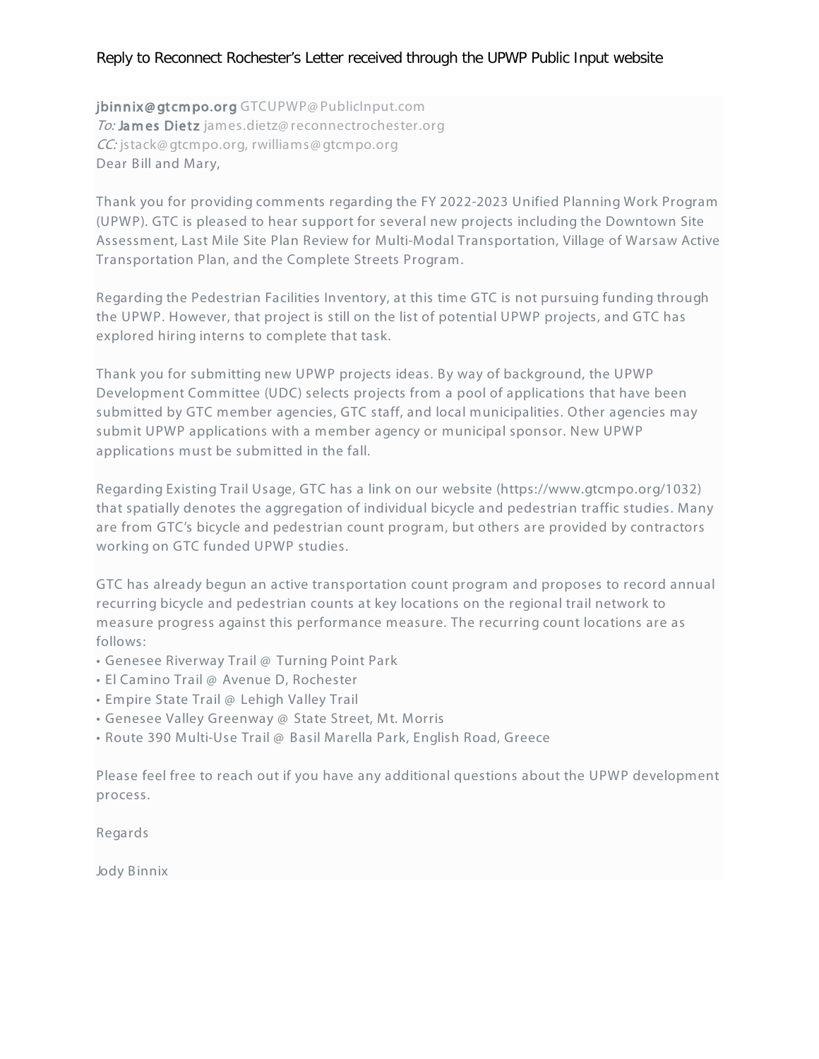Reply to Reconnect Rochester's Letter received through the UPWP Public Input website

jbinnix@gtcmpo.org GTCUPWP@PublicInput.com
*To:* James Dietz james.dietz@reconnectrochester.org
*CC:* jstack@gtcmpo.org, rwilliams@gtcmpo.org
Dear Bill and Mary,

Thank you for providing comments regarding the FY 2022-2023 Unified Planning Work Program (UPWP). GTC is pleased to hear support for several new projects including the Downtown Site Assessment, Last Mile Site Plan Review for Multi-Modal Transportation, Village of Warsaw Active Transportation Plan, and the Complete Streets Program.

Regarding the Pedestrian Facilities Inventory, at this time GTC is not pursuing funding through the UPWP. However, that project is still on the list of potential UPWP projects, and GTC has explored hiring interns to complete that task.

Thank you for submitting new UPWP projects ideas. By way of background, the UPWP Development Committee (UDC) selects projects from a pool of applications that have been submitted by GTC member agencies, GTC staff, and local municipalities. Other agencies may submit UPWP applications with a member agency or municipal sponsor. New UPWP applications must be submitted in the fall.

Regarding Existing Trail Usage, GTC has a link on our website (https://www.gtcmpo.org/1032) that spatially denotes the aggregation of individual bicycle and pedestrian traffic studies. Many are from GTC's bicycle and pedestrian count program, but others are provided by contractors working on GTC funded UPWP studies.

GTC has already begun an active transportation count program and proposes to record annual recurring bicycle and pedestrian counts at key locations on the regional trail network to measure progress against this performance measure. The recurring count locations are as follows:

- Genesee Riverway Trail @ Turning Point Park
- El Camino Trail @ Avenue D, Rochester
- Empire State Trail @ Lehigh Valley Trail
- Genesee Valley Greenway @ State Street, Mt. Morris
- Route 390 Multi-Use Trail @ Basil Marella Park, English Road, Greece

Please feel free to reach out if you have any additional questions about the UPWP development process.

Regards

Jody Binnix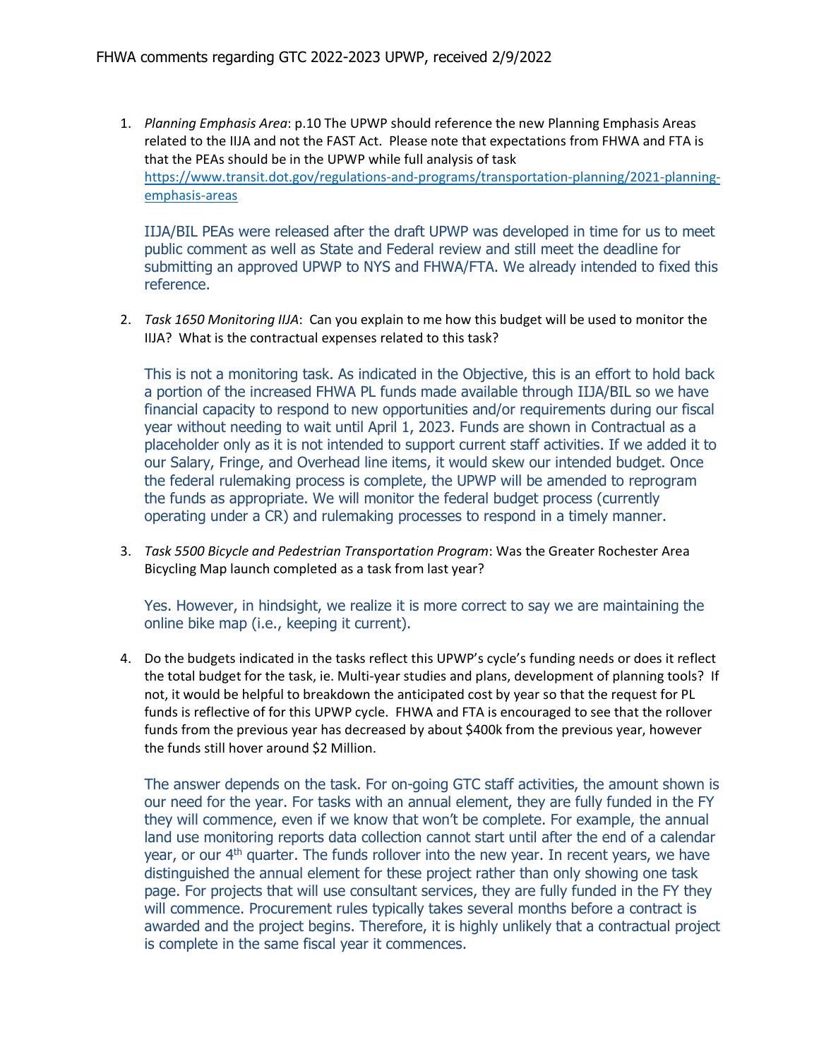FHWA comments regarding GTC 2022-2023 UPWP, received 2/9/2022

1. *Planning Emphasis Area*: p.10 The UPWP should reference the new Planning Emphasis Areas related to the IIJA and not the FAST Act. Please note that expectations from FHWA and FTA is that the PEAs should be in the UPWP while full analysis of task https://www.transit.dot.gov/regulations-and-programs/transportation-planning/2021-planning-emphasis-areas

   IIJA/BIL PEAs were released after the draft UPWP was developed in time for us to meet public comment as well as State and Federal review and still meet the deadline for submitting an approved UPWP to NYS and FHWA/FTA. We already intended to fixed this reference.

2. *Task 1650 Monitoring IIJA*: Can you explain to me how this budget will be used to monitor the IIJA? What is the contractual expenses related to this task?

   This is not a monitoring task. As indicated in the Objective, this is an effort to hold back a portion of the increased FHWA PL funds made available through IIJA/BIL so we have financial capacity to respond to new opportunities and/or requirements during our fiscal year without needing to wait until April 1, 2023. Funds are shown in Contractual as a placeholder only as it is not intended to support current staff activities. If we added it to our Salary, Fringe, and Overhead line items, it would skew our intended budget. Once the federal rulemaking process is complete, the UPWP will be amended to reprogram the funds as appropriate. We will monitor the federal budget process (currently operating under a CR) and rulemaking processes to respond in a timely manner.

3. *Task 5500 Bicycle and Pedestrian Transportation Program*: Was the Greater Rochester Area Bicycling Map launch completed as a task from last year?

   Yes. However, in hindsight, we realize it is more correct to say we are maintaining the online bike map (i.e., keeping it current).

4. Do the budgets indicated in the tasks reflect this UPWP's cycle's funding needs or does it reflect the total budget for the task, ie. Multi-year studies and plans, development of planning tools? If not, it would be helpful to breakdown the anticipated cost by year so that the request for PL funds is reflective of for this UPWP cycle. FHWA and FTA is encouraged to see that the rollover funds from the previous year has decreased by about $400k from the previous year, however the funds still hover around $2 Million.

   The answer depends on the task. For on-going GTC staff activities, the amount shown is our need for the year. For tasks with an annual element, they are fully funded in the FY they will commence, even if we know that won't be complete. For example, the annual land use monitoring reports data collection cannot start until after the end of a calendar year, or our 4th quarter. The funds rollover into the new year. In recent years, we have distinguished the annual element for these project rather than only showing one task page. For projects that will use consultant services, they are fully funded in the FY they will commence. Procurement rules typically takes several months before a contract is awarded and the project begins. Therefore, it is highly unlikely that a contractual project is complete in the same fiscal year it commences.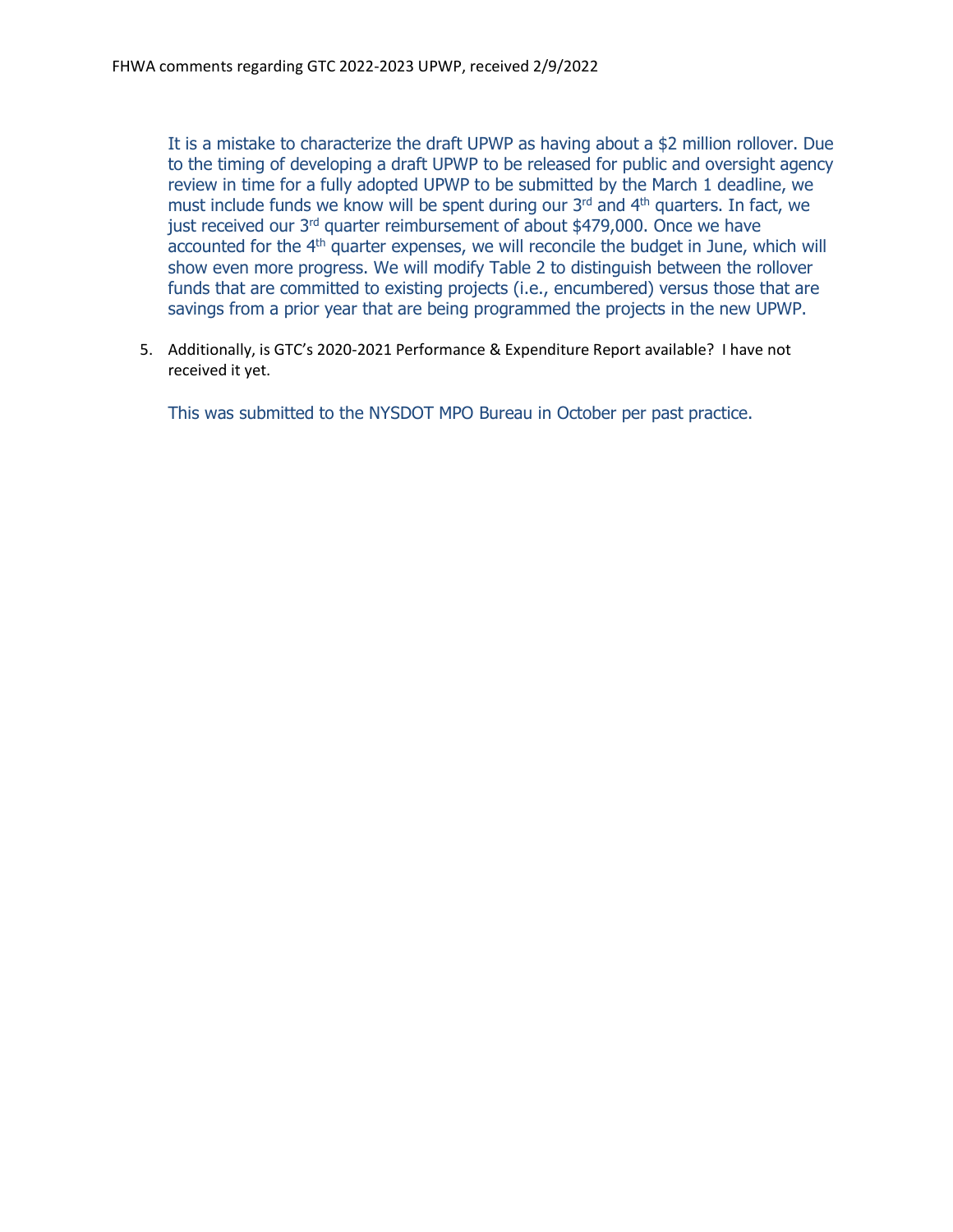It is a mistake to characterize the draft UPWP as having about a $2 million rollover. Due to the timing of developing a draft UPWP to be released for public and oversight agency review in time for a fully adopted UPWP to be submitted by the March 1 deadline, we must include funds we know will be spent during our 3rd and 4th quarters. In fact, we just received our 3rd quarter reimbursement of about $479,000. Once we have accounted for the 4th quarter expenses, we will reconcile the budget in June, which will show even more progress. We will modify Table 2 to distinguish between the rollover funds that are committed to existing projects (i.e., encumbered) versus those that are savings from a prior year that are being programmed the projects in the new UPWP.

5. Additionally, is GTC's 2020-2021 Performance & Expenditure Report available? I have not received it yet.

   This was submitted to the NYSDOT MPO Bureau in October per past practice.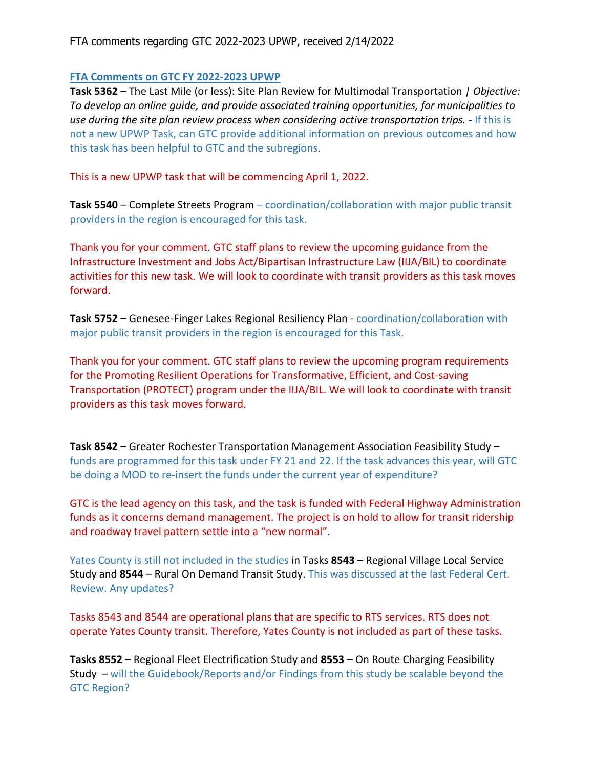FTA comments regarding GTC 2022-2023 UPWP, received 2/14/2022

**FTA Comments on GTC FY 2022-2023 UPWP**

**Task 5362** – The Last Mile (or less): Site Plan Review for Multimodal Transportation | *Objective: To develop an online guide, and provide associated training opportunities, for municipalities to use during the site plan review process when considering active transportation trips.* - If this is not a new UPWP Task, can GTC provide additional information on previous outcomes and how this task has been helpful to GTC and the subregions.

This is a new UPWP task that will be commencing April 1, 2022.

**Task 5540** – Complete Streets Program – coordination/collaboration with major public transit providers in the region is encouraged for this task.

Thank you for your comment. GTC staff plans to review the upcoming guidance from the Infrastructure Investment and Jobs Act/Bipartisan Infrastructure Law (IIJA/BIL) to coordinate activities for this new task. We will look to coordinate with transit providers as this task moves forward.

**Task 5752** – Genesee-Finger Lakes Regional Resiliency Plan - coordination/collaboration with major public transit providers in the region is encouraged for this Task.

Thank you for your comment. GTC staff plans to review the upcoming program requirements for the Promoting Resilient Operations for Transformative, Efficient, and Cost-saving Transportation (PROTECT) program under the IIJA/BIL. We will look to coordinate with transit providers as this task moves forward.

**Task 8542** – Greater Rochester Transportation Management Association Feasibility Study – funds are programmed for this task under FY 21 and 22. If the task advances this year, will GTC be doing a MOD to re-insert the funds under the current year of expenditure?

GTC is the lead agency on this task, and the task is funded with Federal Highway Administration funds as it concerns demand management. The project is on hold to allow for transit ridership and roadway travel pattern settle into a "new normal".

Yates County is still not included in the studies in Tasks **8543** – Regional Village Local Service Study and **8544** – Rural On Demand Transit Study. This was discussed at the last Federal Cert. Review. Any updates?

Tasks 8543 and 8544 are operational plans that are specific to RTS services. RTS does not operate Yates County transit. Therefore, Yates County is not included as part of these tasks.

**Tasks 8552** – Regional Fleet Electrification Study and **8553** – On Route Charging Feasibility Study – will the Guidebook/Reports and/or Findings from this study be scalable beyond the GTC Region?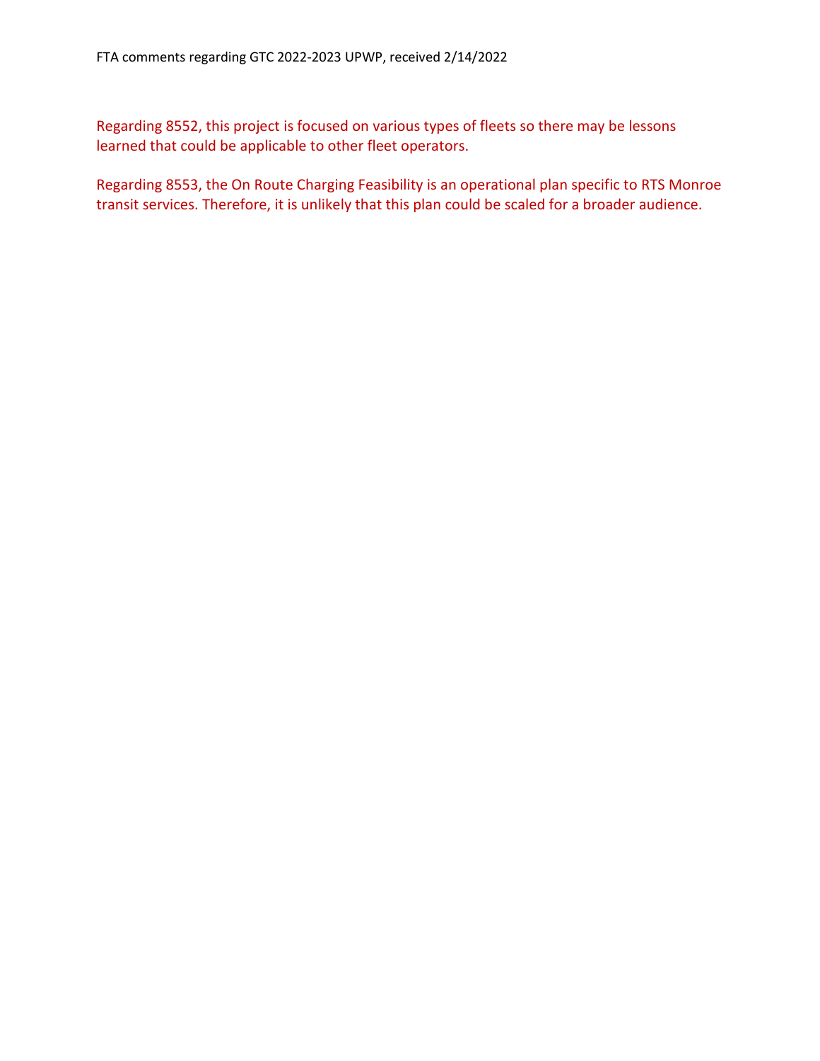FTA comments regarding GTC 2022-2023 UPWP, received 2/14/2022

Regarding 8552, this project is focused on various types of fleets so there may be lessons learned that could be applicable to other fleet operators.

Regarding 8553, the On Route Charging Feasibility is an operational plan specific to RTS Monroe transit services. Therefore, it is unlikely that this plan could be scaled for a broader audience.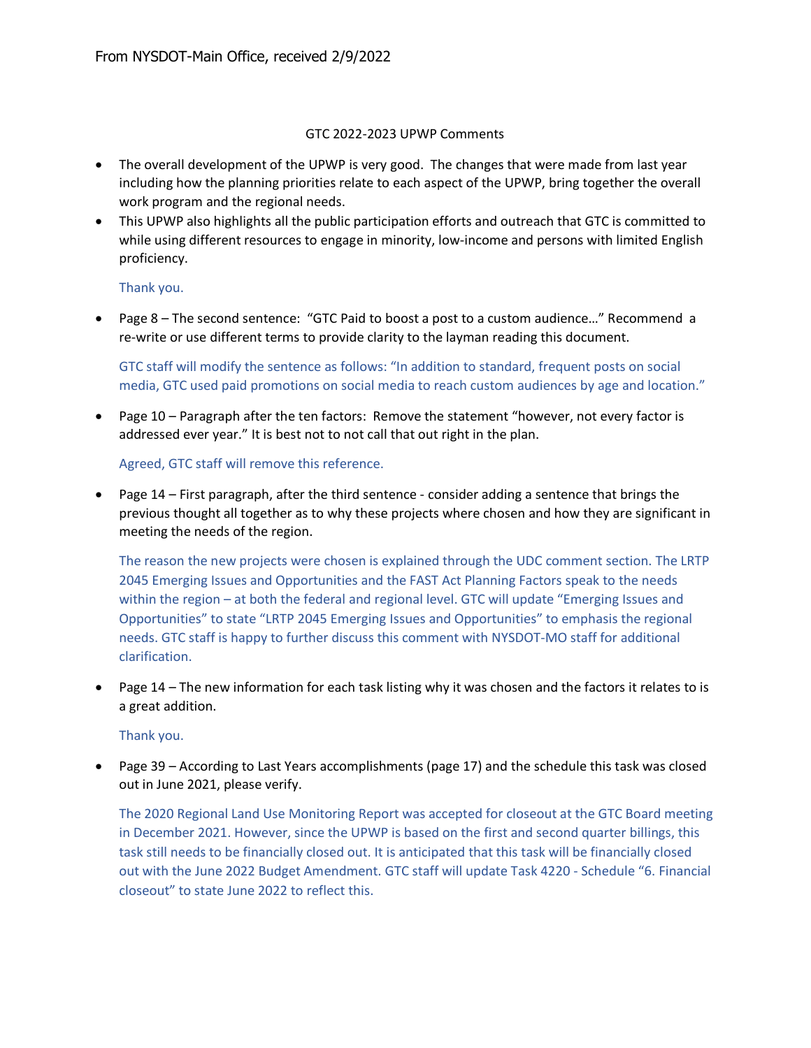From NYSDOT-Main Office, received 2/9/2022

GTC 2022-2023 UPWP Comments

- The overall development of the UPWP is very good. The changes that were made from last year including how the planning priorities relate to each aspect of the UPWP, bring together the overall work program and the regional needs.
- This UPWP also highlights all the public participation efforts and outreach that GTC is committed to while using different resources to engage in minority, low-income and persons with limited English proficiency.

  Thank you.

- Page 8 – The second sentence: "GTC Paid to boost a post to a custom audience…" Recommend a re-write or use different terms to provide clarity to the layman reading this document.

  GTC staff will modify the sentence as follows: "In addition to standard, frequent posts on social media, GTC used paid promotions on social media to reach custom audiences by age and location."

- Page 10 – Paragraph after the ten factors: Remove the statement "however, not every factor is addressed ever year." It is best not to not call that out right in the plan.

  Agreed, GTC staff will remove this reference.

- Page 14 – First paragraph, after the third sentence - consider adding a sentence that brings the previous thought all together as to why these projects where chosen and how they are significant in meeting the needs of the region.

  The reason the new projects were chosen is explained through the UDC comment section. The LRTP 2045 Emerging Issues and Opportunities and the FAST Act Planning Factors speak to the needs within the region – at both the federal and regional level. GTC will update "Emerging Issues and Opportunities" to state "LRTP 2045 Emerging Issues and Opportunities" to emphasis the regional needs. GTC staff is happy to further discuss this comment with NYSDOT-MO staff for additional clarification.

- Page 14 – The new information for each task listing why it was chosen and the factors it relates to is a great addition.

  Thank you.

- Page 39 – According to Last Years accomplishments (page 17) and the schedule this task was closed out in June 2021, please verify.

  The 2020 Regional Land Use Monitoring Report was accepted for closeout at the GTC Board meeting in December 2021. However, since the UPWP is based on the first and second quarter billings, this task still needs to be financially closed out. It is anticipated that this task will be financially closed out with the June 2022 Budget Amendment. GTC staff will update Task 4220 - Schedule "6. Financial closeout" to state June 2022 to reflect this.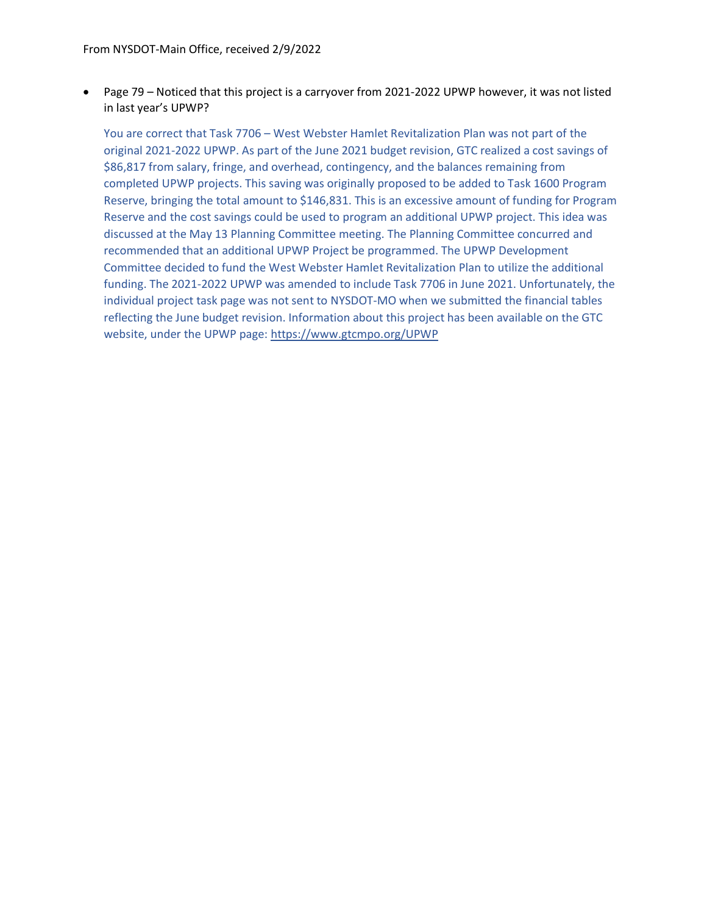From NYSDOT-Main Office, received 2/9/2022

- Page 79 – Noticed that this project is a carryover from 2021-2022 UPWP however, it was not listed in last year's UPWP?

  You are correct that Task 7706 – West Webster Hamlet Revitalization Plan was not part of the original 2021-2022 UPWP. As part of the June 2021 budget revision, GTC realized a cost savings of $86,817 from salary, fringe, and overhead, contingency, and the balances remaining from completed UPWP projects. This saving was originally proposed to be added to Task 1600 Program Reserve, bringing the total amount to $146,831. This is an excessive amount of funding for Program Reserve and the cost savings could be used to program an additional UPWP project. This idea was discussed at the May 13 Planning Committee meeting. The Planning Committee concurred and recommended that an additional UPWP Project be programmed. The UPWP Development Committee decided to fund the West Webster Hamlet Revitalization Plan to utilize the additional funding. The 2021-2022 UPWP was amended to include Task 7706 in June 2021. Unfortunately, the individual project task page was not sent to NYSDOT-MO when we submitted the financial tables reflecting the June budget revision. Information about this project has been available on the GTC website, under the UPWP page: https://www.gtcmpo.org/UPWP